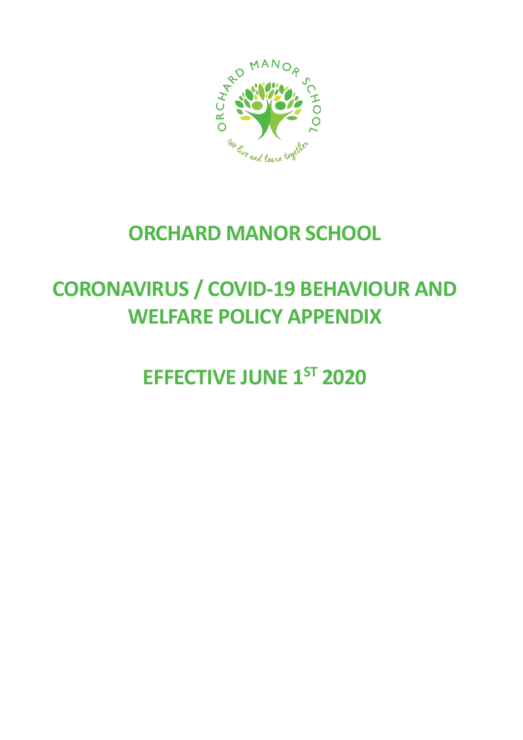# ORCHARD MANOR SCHOOL

# CORONAVIRUS / COVID-19 BEHAVIOUR AND WELFARE POLICY APPENDIX

# EFFECTIVE JUNE 1ST 2020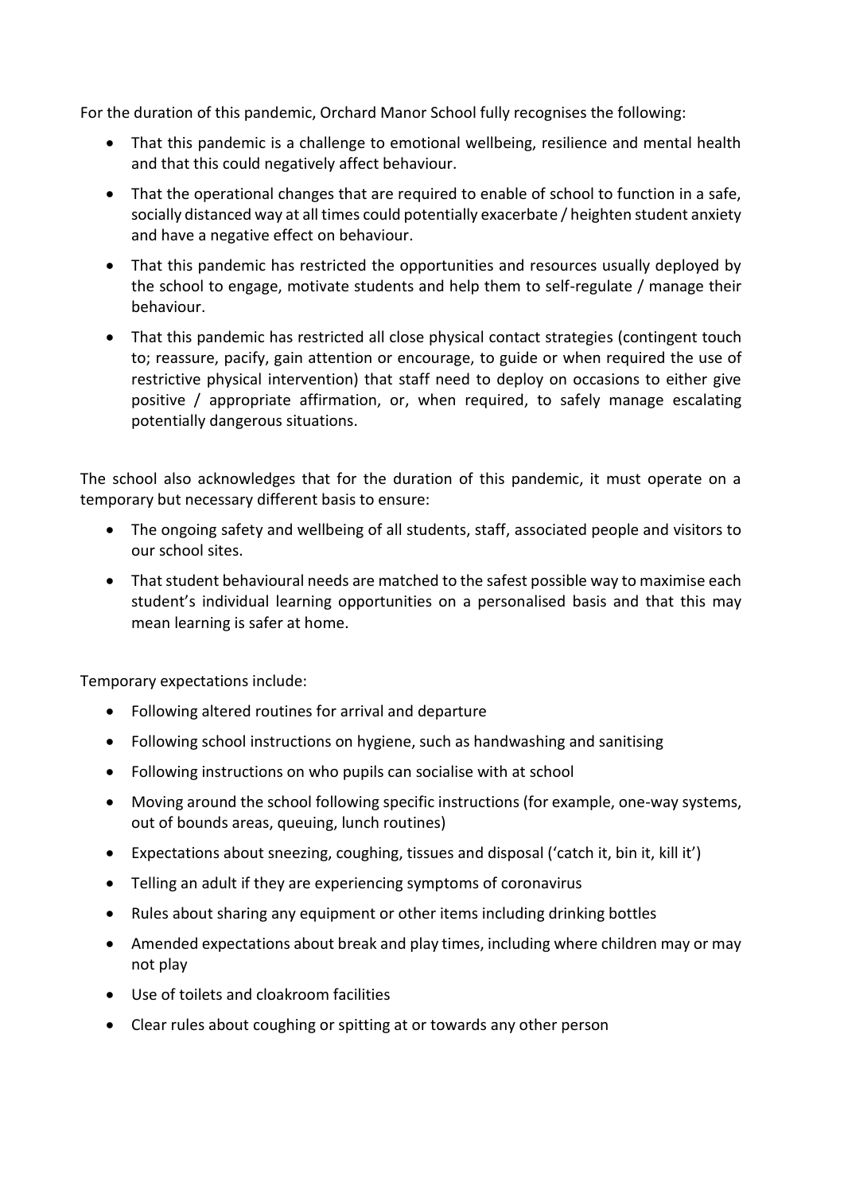For the duration of this pandemic, Orchard Manor School fully recognises the following:

- That this pandemic is a challenge to emotional wellbeing, resilience and mental health and that this could negatively affect behaviour.
- That the operational changes that are required to enable of school to function in a safe, socially distanced way at all times could potentially exacerbate / heighten student anxiety and have a negative effect on behaviour.
- That this pandemic has restricted the opportunities and resources usually deployed by the school to engage, motivate students and help them to self-regulate / manage their behaviour.
- That this pandemic has restricted all close physical contact strategies (contingent touch to; reassure, pacify, gain attention or encourage, to guide or when required the use of restrictive physical intervention) that staff need to deploy on occasions to either give positive / appropriate affirmation, or, when required, to safely manage escalating potentially dangerous situations.

The school also acknowledges that for the duration of this pandemic, it must operate on a temporary but necessary different basis to ensure:

- The ongoing safety and wellbeing of all students, staff, associated people and visitors to our school sites.
- That student behavioural needs are matched to the safest possible way to maximise each student's individual learning opportunities on a personalised basis and that this may mean learning is safer at home.

Temporary expectations include:

- Following altered routines for arrival and departure
- Following school instructions on hygiene, such as handwashing and sanitising
- Following instructions on who pupils can socialise with at school
- Moving around the school following specific instructions (for example, one-way systems, out of bounds areas, queuing, lunch routines)
- Expectations about sneezing, coughing, tissues and disposal ('catch it, bin it, kill it')
- Telling an adult if they are experiencing symptoms of coronavirus
- Rules about sharing any equipment or other items including drinking bottles
- Amended expectations about break and play times, including where children may or may not play
- Use of toilets and cloakroom facilities
- Clear rules about coughing or spitting at or towards any other person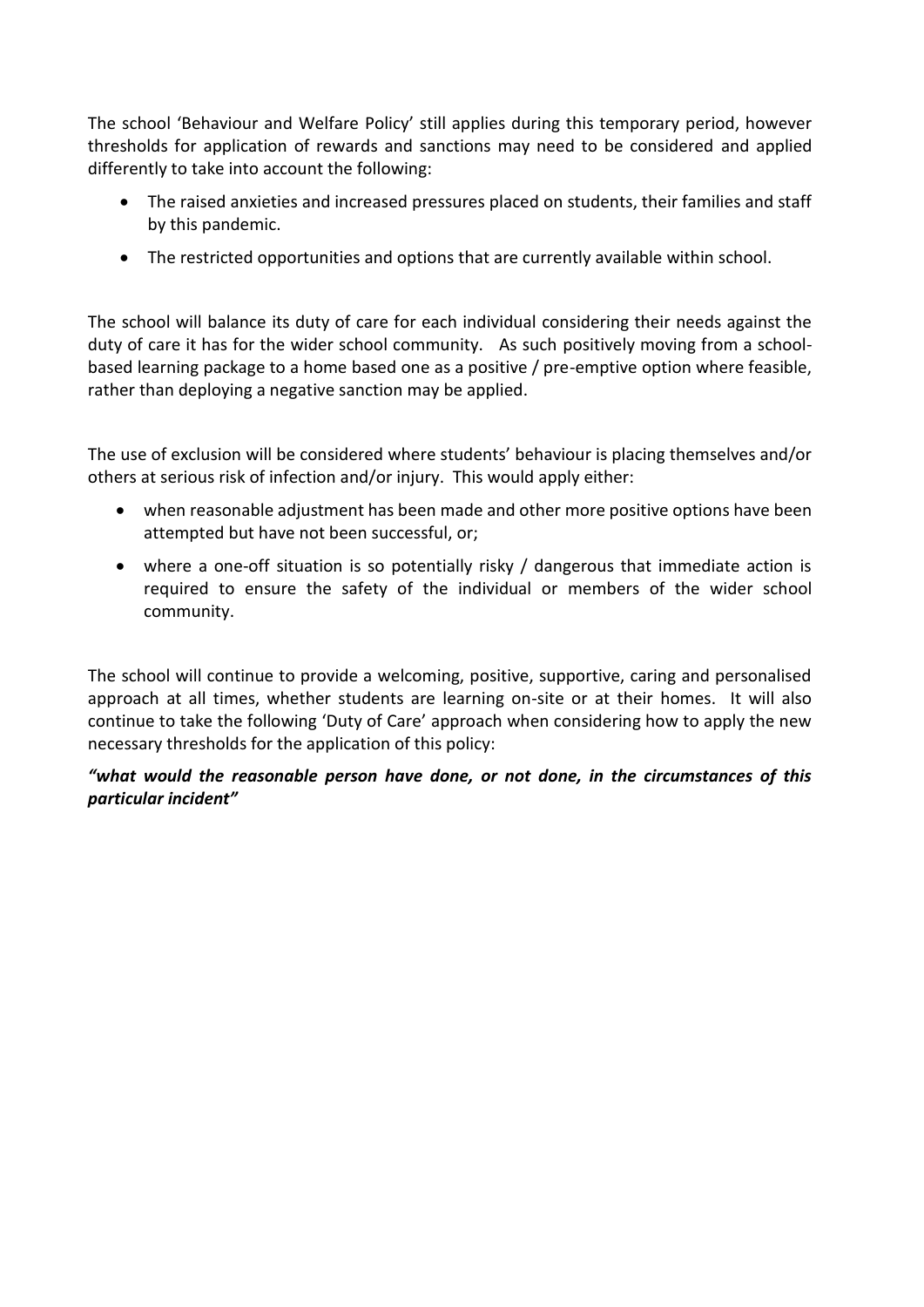The school 'Behaviour and Welfare Policy' still applies during this temporary period, however thresholds for application of rewards and sanctions may need to be considered and applied differently to take into account the following:

- The raised anxieties and increased pressures placed on students, their families and staff by this pandemic.
- The restricted opportunities and options that are currently available within school.

The school will balance its duty of care for each individual considering their needs against the duty of care it has for the wider school community. As such positively moving from a school-based learning package to a home based one as a positive / pre-emptive option where feasible, rather than deploying a negative sanction may be applied.

The use of exclusion will be considered where students' behaviour is placing themselves and/or others at serious risk of infection and/or injury. This would apply either:

- when reasonable adjustment has been made and other more positive options have been attempted but have not been successful, or;
- where a one-off situation is so potentially risky / dangerous that immediate action is required to ensure the safety of the individual or members of the wider school community.

The school will continue to provide a welcoming, positive, supportive, caring and personalised approach at all times, whether students are learning on-site or at their homes. It will also continue to take the following 'Duty of Care' approach when considering how to apply the new necessary thresholds for the application of this policy:

***"what would the reasonable person have done, or not done, in the circumstances of this particular incident"***